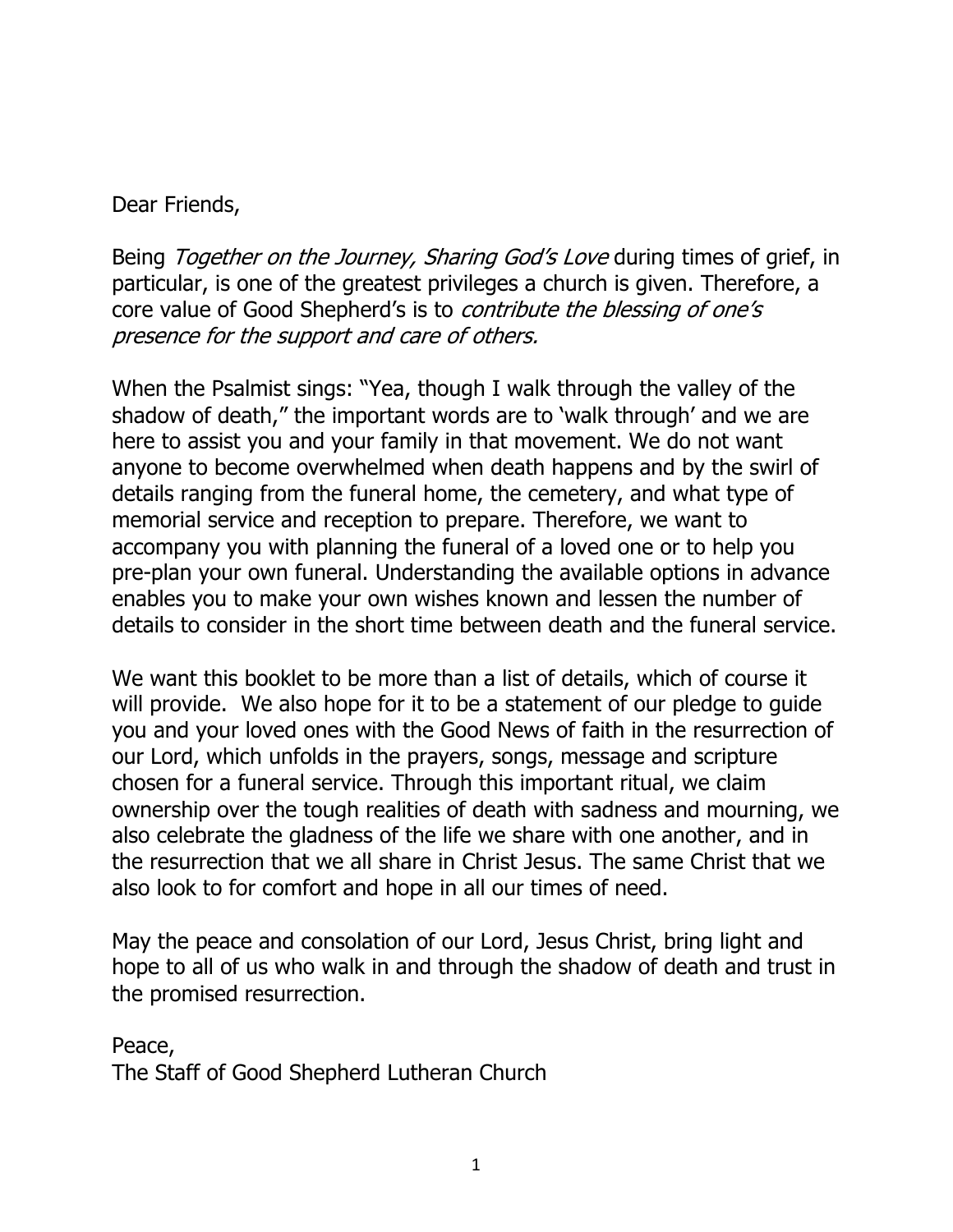Dear Friends,

Being *Together on the Journey, Sharing God's Love* during times of grief, in particular, is one of the greatest privileges a church is given. Therefore, a core value of Good Shepherd's is to *contribute the blessing of one's presence for the support and care of others.*

When the Psalmist sings: "Yea, though I walk through the valley of the shadow of death," the important words are to 'walk through' and we are here to assist you and your family in that movement. We do not want anyone to become overwhelmed when death happens and by the swirl of details ranging from the funeral home, the cemetery, and what type of memorial service and reception to prepare. Therefore, we want to accompany you with planning the funeral of a loved one or to help you pre-plan your own funeral. Understanding the available options in advance enables you to make your own wishes known and lessen the number of details to consider in the short time between death and the funeral service.

We want this booklet to be more than a list of details, which of course it will provide. We also hope for it to be a statement of our pledge to guide you and your loved ones with the Good News of faith in the resurrection of our Lord, which unfolds in the prayers, songs, message and scripture chosen for a funeral service. Through this important ritual, we claim ownership over the tough realities of death with sadness and mourning, we also celebrate the gladness of the life we share with one another, and in the resurrection that we all share in Christ Jesus. The same Christ that we also look to for comfort and hope in all our times of need.

May the peace and consolation of our Lord, Jesus Christ, bring light and hope to all of us who walk in and through the shadow of death and trust in the promised resurrection.

Peace,
The Staff of Good Shepherd Lutheran Church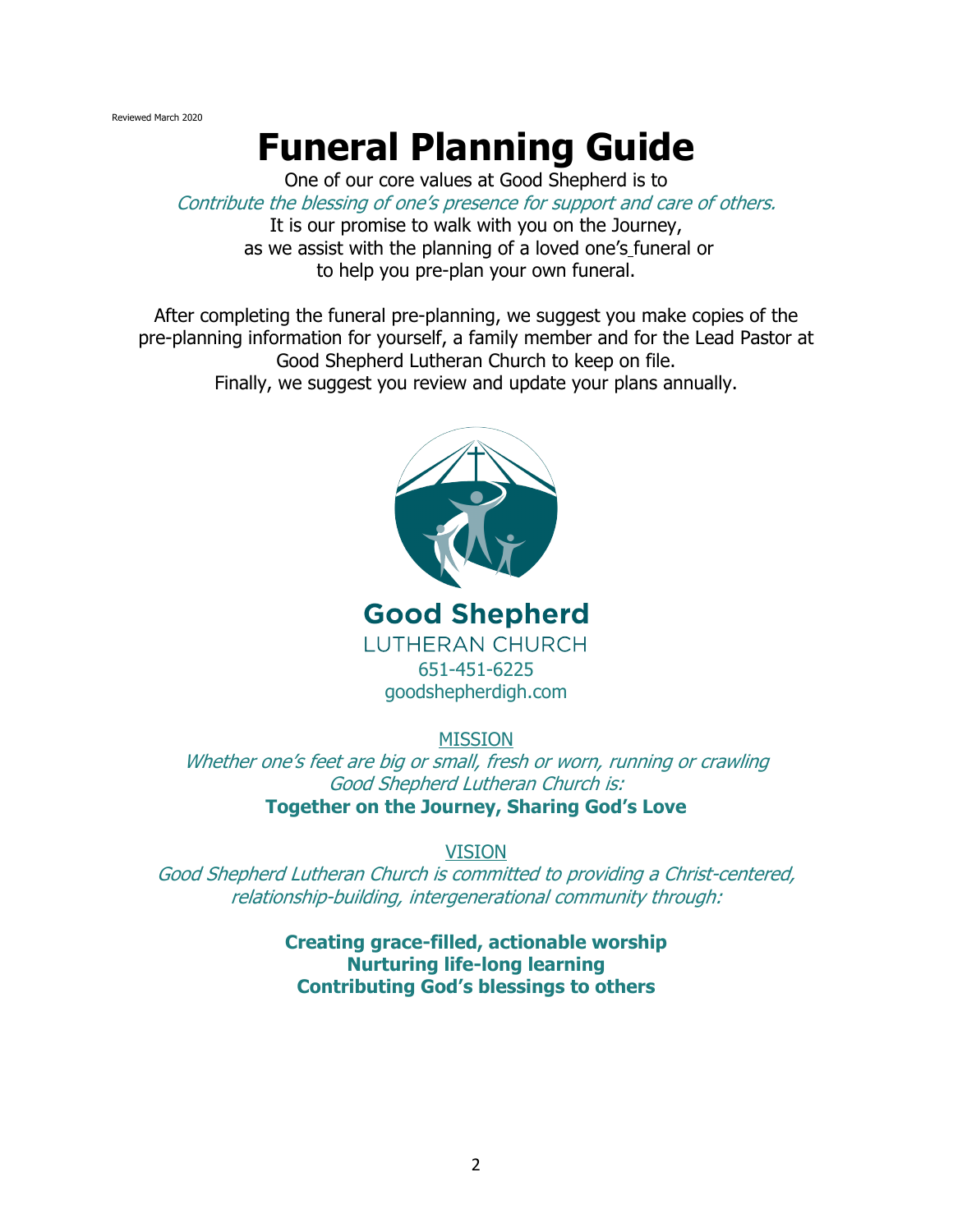Reviewed March 2020

# Funeral Planning Guide

One of our core values at Good Shepherd is to
*Contribute the blessing of one's presence for support and care of others.*
It is our promise to walk with you on the Journey,
as we assist with the planning of a loved one's funeral or
to help you pre-plan your own funeral.

After completing the funeral pre-planning, we suggest you make copies of the pre-planning information for yourself, a family member and for the Lead Pastor at Good Shepherd Lutheran Church to keep on file.
Finally, we suggest you review and update your plans annually.

**Good Shepherd**
LUTHERAN CHURCH
651-451-6225
goodshepherdigh.com

MISSION

*Whether one's feet are big or small, fresh or worn, running or crawling Good Shepherd Lutheran Church is:*

**Together on the Journey, Sharing God's Love**

VISION

*Good Shepherd Lutheran Church is committed to providing a Christ-centered, relationship-building, intergenerational community through:*

**Creating grace-filled, actionable worship**
**Nurturing life-long learning**
**Contributing God's blessings to others**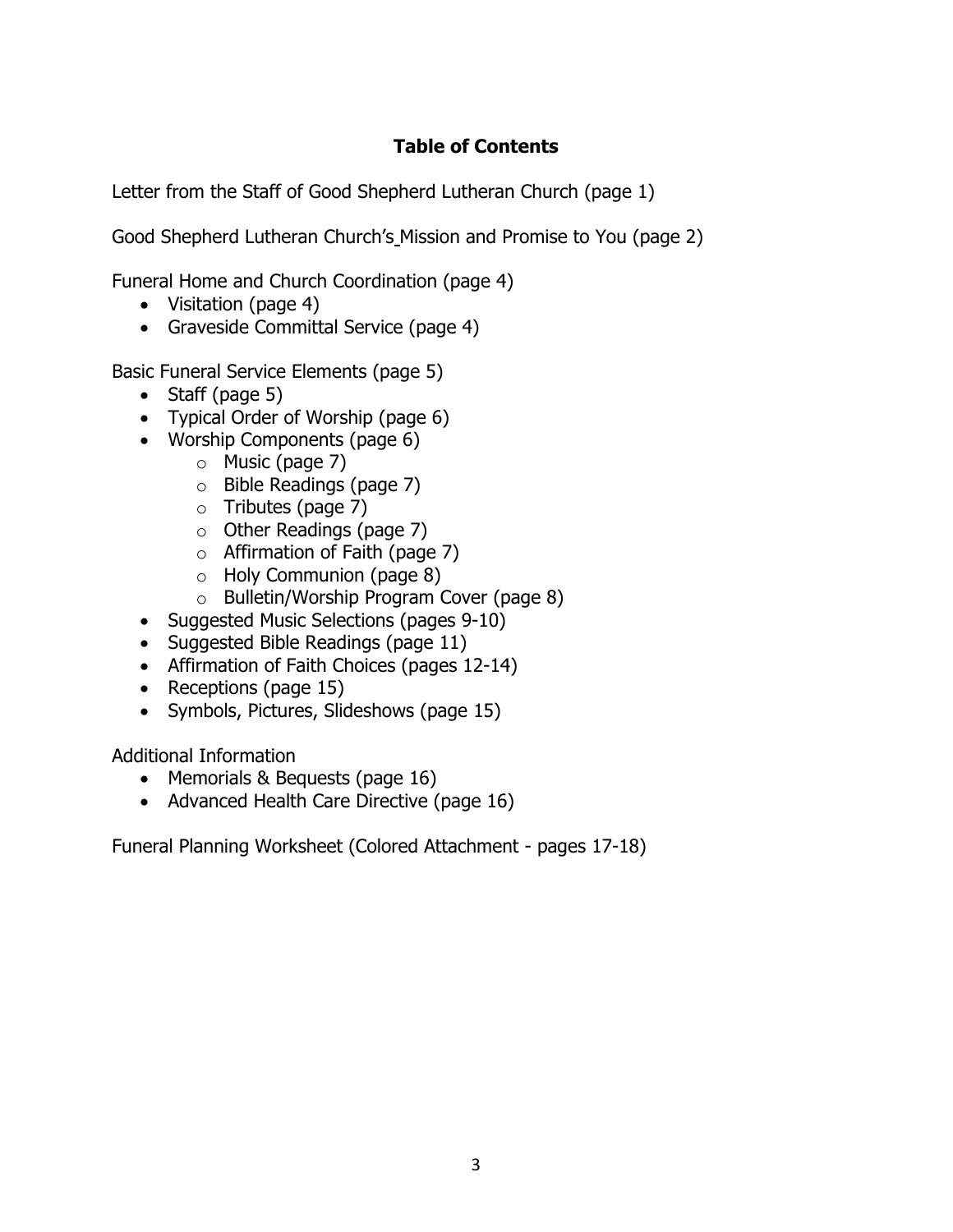## Table of Contents

Letter from the Staff of Good Shepherd Lutheran Church (page 1)

Good Shepherd Lutheran Church's Mission and Promise to You (page 2)

Funeral Home and Church Coordination (page 4)

- Visitation (page 4)
- Graveside Committal Service (page 4)

Basic Funeral Service Elements (page 5)

- Staff (page 5)
- Typical Order of Worship (page 6)
- Worship Components (page 6)
  - Music (page 7)
  - Bible Readings (page 7)
  - Tributes (page 7)
  - Other Readings (page 7)
  - Affirmation of Faith (page 7)
  - Holy Communion (page 8)
  - Bulletin/Worship Program Cover (page 8)
- Suggested Music Selections (pages 9-10)
- Suggested Bible Readings (page 11)
- Affirmation of Faith Choices (pages 12-14)
- Receptions (page 15)
- Symbols, Pictures, Slideshows (page 15)

Additional Information

- Memorials & Bequests (page 16)
- Advanced Health Care Directive (page 16)

Funeral Planning Worksheet (Colored Attachment - pages 17-18)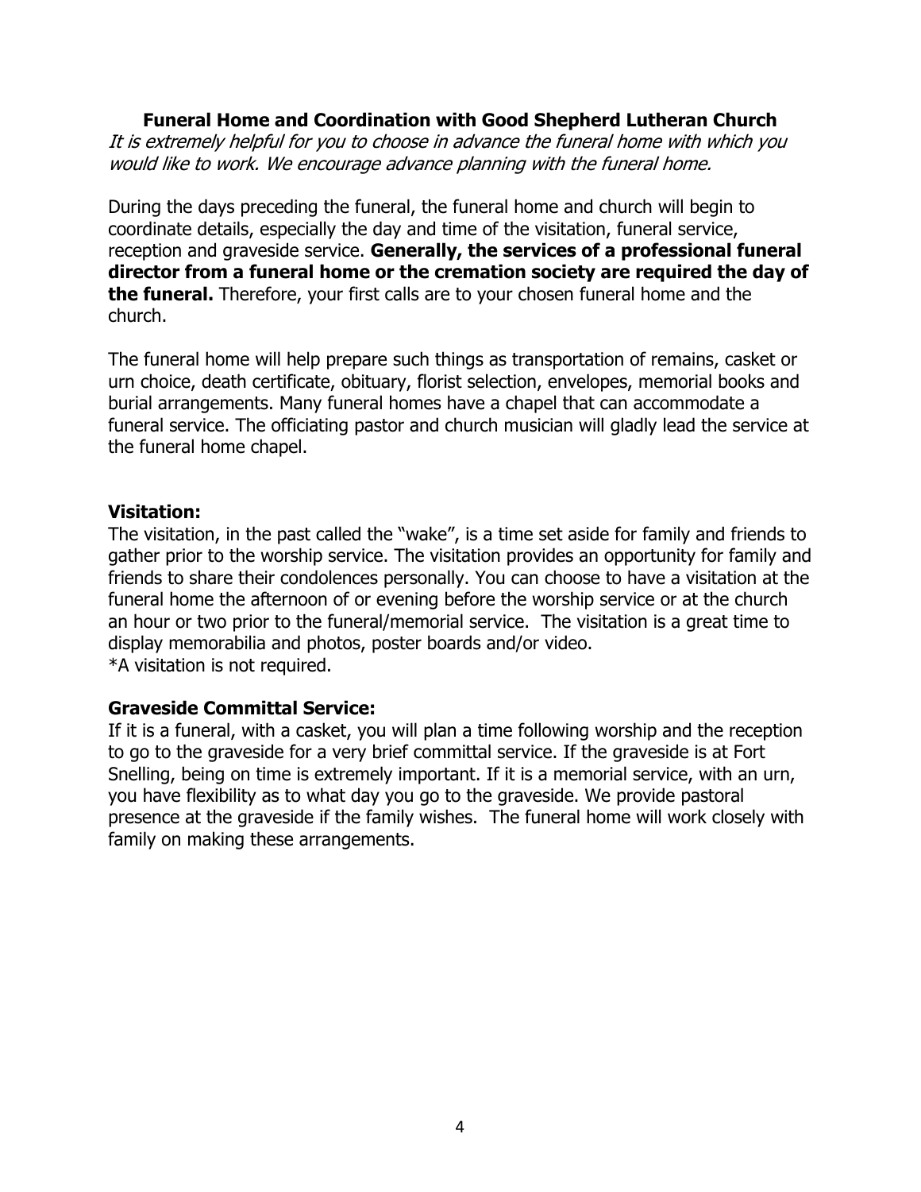## Funeral Home and Coordination with Good Shepherd Lutheran Church

*It is extremely helpful for you to choose in advance the funeral home with which you would like to work. We encourage advance planning with the funeral home.*

During the days preceding the funeral, the funeral home and church will begin to coordinate details, especially the day and time of the visitation, funeral service, reception and graveside service. **Generally, the services of a professional funeral director from a funeral home or the cremation society are required the day of the funeral.** Therefore, your first calls are to your chosen funeral home and the church.

The funeral home will help prepare such things as transportation of remains, casket or urn choice, death certificate, obituary, florist selection, envelopes, memorial books and burial arrangements. Many funeral homes have a chapel that can accommodate a funeral service. The officiating pastor and church musician will gladly lead the service at the funeral home chapel.

### Visitation:

The visitation, in the past called the "wake", is a time set aside for family and friends to gather prior to the worship service. The visitation provides an opportunity for family and friends to share their condolences personally. You can choose to have a visitation at the funeral home the afternoon of or evening before the worship service or at the church an hour or two prior to the funeral/memorial service. The visitation is a great time to display memorabilia and photos, poster boards and/or video.
*A visitation is not required.

### Graveside Committal Service:

If it is a funeral, with a casket, you will plan a time following worship and the reception to go to the graveside for a very brief committal service. If the graveside is at Fort Snelling, being on time is extremely important. If it is a memorial service, with an urn, you have flexibility as to what day you go to the graveside. We provide pastoral presence at the graveside if the family wishes. The funeral home will work closely with family on making these arrangements.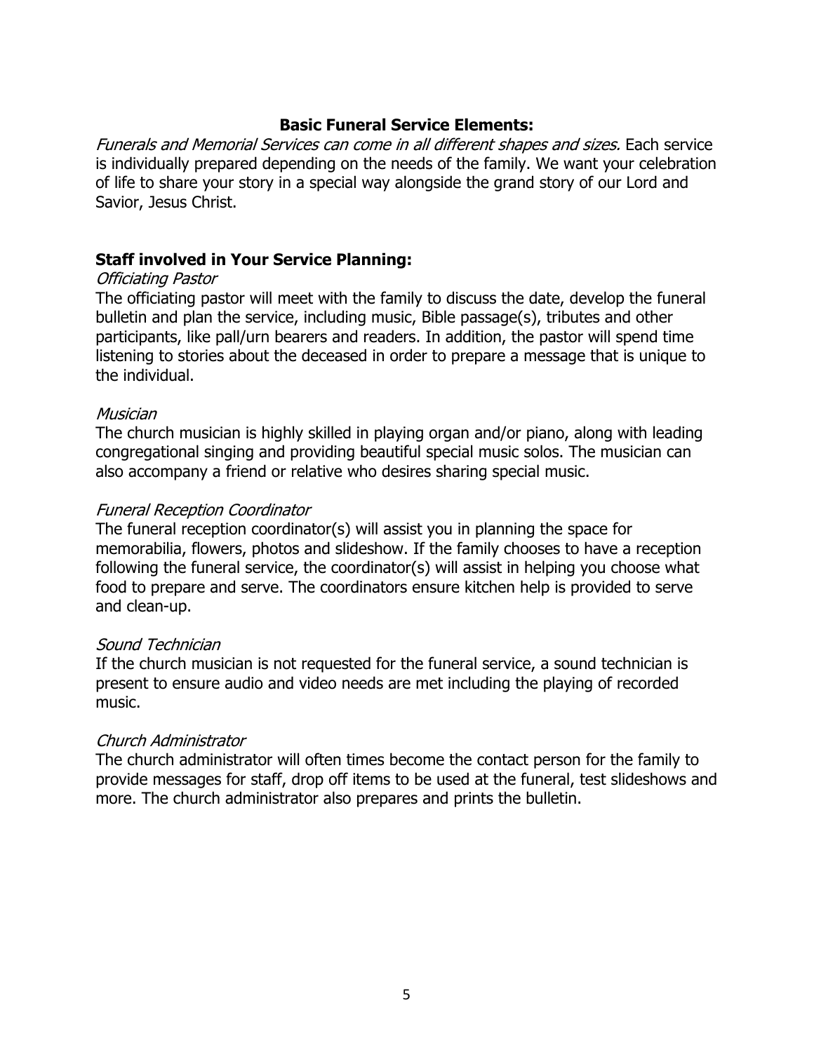## Basic Funeral Service Elements:

*Funerals and Memorial Services can come in all different shapes and sizes.* Each service is individually prepared depending on the needs of the family. We want your celebration of life to share your story in a special way alongside the grand story of our Lord and Savior, Jesus Christ.

### Staff involved in Your Service Planning:

*Officiating Pastor*

The officiating pastor will meet with the family to discuss the date, develop the funeral bulletin and plan the service, including music, Bible passage(s), tributes and other participants, like pall/urn bearers and readers. In addition, the pastor will spend time listening to stories about the deceased in order to prepare a message that is unique to the individual.

*Musician*

The church musician is highly skilled in playing organ and/or piano, along with leading congregational singing and providing beautiful special music solos. The musician can also accompany a friend or relative who desires sharing special music.

*Funeral Reception Coordinator*

The funeral reception coordinator(s) will assist you in planning the space for memorabilia, flowers, photos and slideshow. If the family chooses to have a reception following the funeral service, the coordinator(s) will assist in helping you choose what food to prepare and serve. The coordinators ensure kitchen help is provided to serve and clean-up.

*Sound Technician*

If the church musician is not requested for the funeral service, a sound technician is present to ensure audio and video needs are met including the playing of recorded music.

*Church Administrator*

The church administrator will often times become the contact person for the family to provide messages for staff, drop off items to be used at the funeral, test slideshows and more. The church administrator also prepares and prints the bulletin.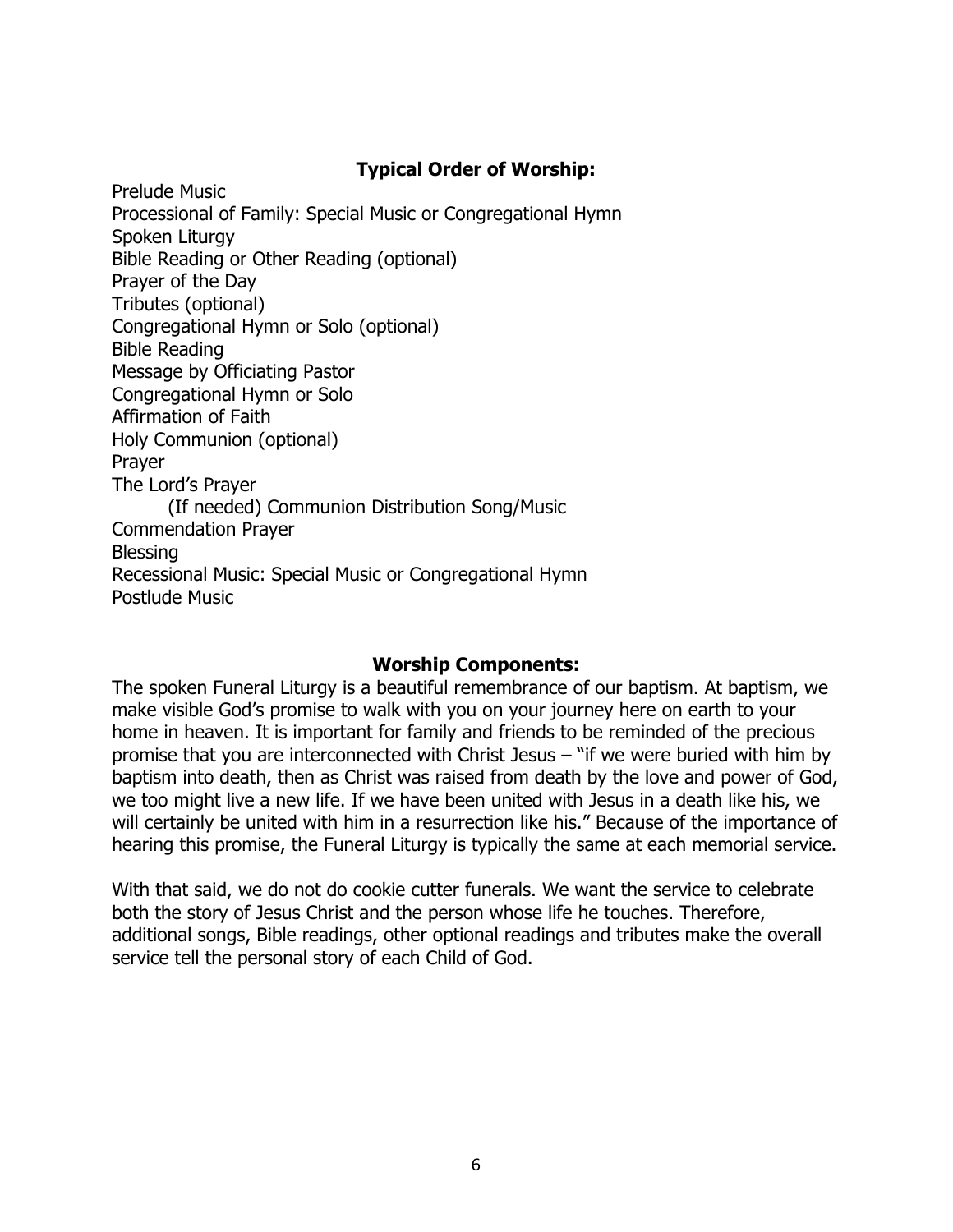### Typical Order of Worship:

Prelude Music
Processional of Family: Special Music or Congregational Hymn
Spoken Liturgy
Bible Reading or Other Reading (optional)
Prayer of the Day
Tributes (optional)
Congregational Hymn or Solo (optional)
Bible Reading
Message by Officiating Pastor
Congregational Hymn or Solo
Affirmation of Faith
Holy Communion (optional)
Prayer
The Lord's Prayer
    (If needed) Communion Distribution Song/Music
Commendation Prayer
Blessing
Recessional Music: Special Music or Congregational Hymn
Postlude Music

### Worship Components:

The spoken Funeral Liturgy is a beautiful remembrance of our baptism. At baptism, we make visible God's promise to walk with you on your journey here on earth to your home in heaven. It is important for family and friends to be reminded of the precious promise that you are interconnected with Christ Jesus – "if we were buried with him by baptism into death, then as Christ was raised from death by the love and power of God, we too might live a new life. If we have been united with Jesus in a death like his, we will certainly be united with him in a resurrection like his." Because of the importance of hearing this promise, the Funeral Liturgy is typically the same at each memorial service.

With that said, we do not do cookie cutter funerals. We want the service to celebrate both the story of Jesus Christ and the person whose life he touches. Therefore, additional songs, Bible readings, other optional readings and tributes make the overall service tell the personal story of each Child of God.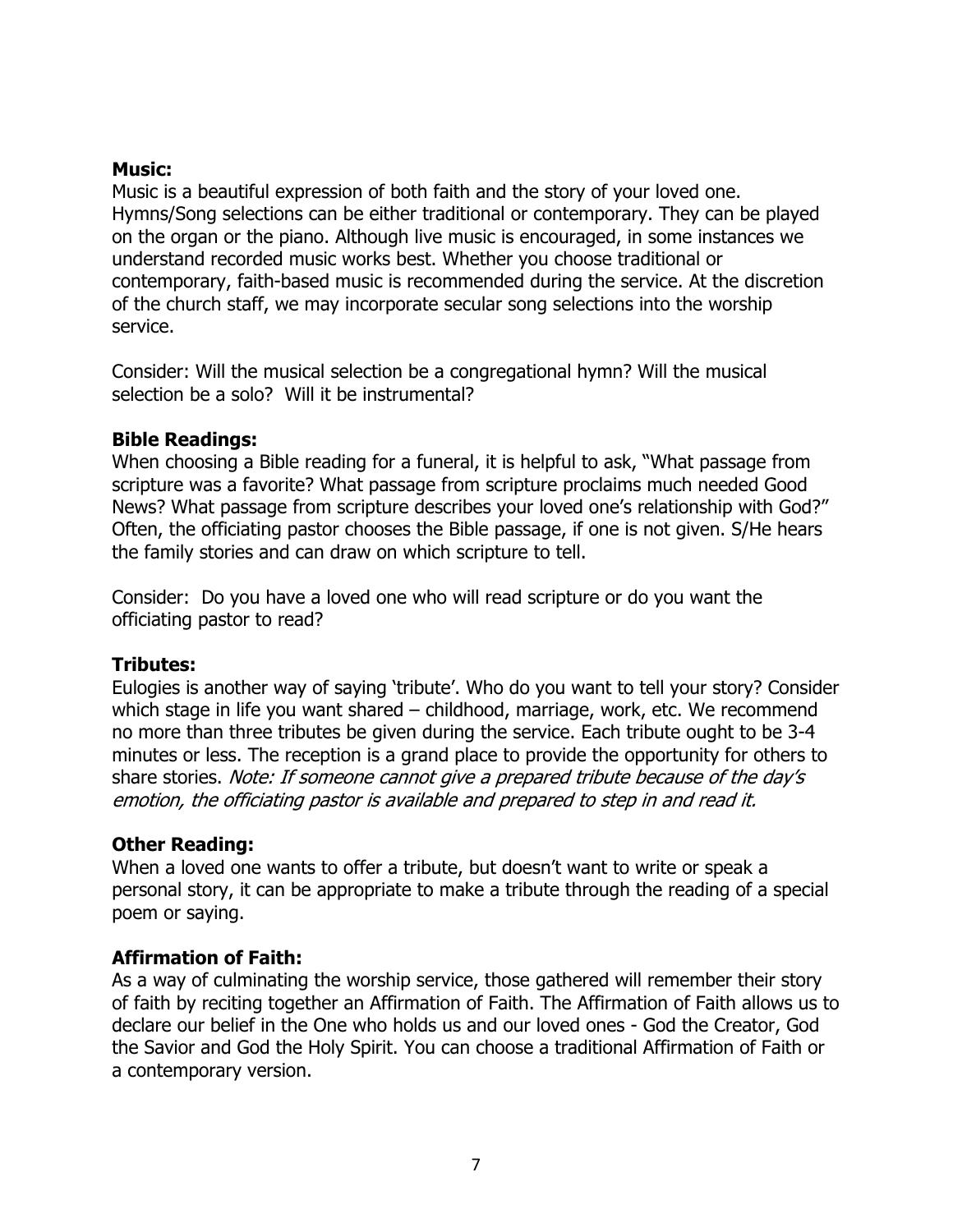**Music:**

Music is a beautiful expression of both faith and the story of your loved one. Hymns/Song selections can be either traditional or contemporary. They can be played on the organ or the piano. Although live music is encouraged, in some instances we understand recorded music works best. Whether you choose traditional or contemporary, faith-based music is recommended during the service. At the discretion of the church staff, we may incorporate secular song selections into the worship service.

Consider: Will the musical selection be a congregational hymn? Will the musical selection be a solo? Will it be instrumental?

**Bible Readings:**

When choosing a Bible reading for a funeral, it is helpful to ask, "What passage from scripture was a favorite? What passage from scripture proclaims much needed Good News? What passage from scripture describes your loved one's relationship with God?" Often, the officiating pastor chooses the Bible passage, if one is not given. S/He hears the family stories and can draw on which scripture to tell.

Consider: Do you have a loved one who will read scripture or do you want the officiating pastor to read?

**Tributes:**

Eulogies is another way of saying 'tribute'. Who do you want to tell your story? Consider which stage in life you want shared – childhood, marriage, work, etc. We recommend no more than three tributes be given during the service. Each tribute ought to be 3-4 minutes or less. The reception is a grand place to provide the opportunity for others to share stories. *Note: If someone cannot give a prepared tribute because of the day's emotion, the officiating pastor is available and prepared to step in and read it.*

**Other Reading:**

When a loved one wants to offer a tribute, but doesn't want to write or speak a personal story, it can be appropriate to make a tribute through the reading of a special poem or saying.

**Affirmation of Faith:**

As a way of culminating the worship service, those gathered will remember their story of faith by reciting together an Affirmation of Faith. The Affirmation of Faith allows us to declare our belief in the One who holds us and our loved ones - God the Creator, God the Savior and God the Holy Spirit. You can choose a traditional Affirmation of Faith or a contemporary version.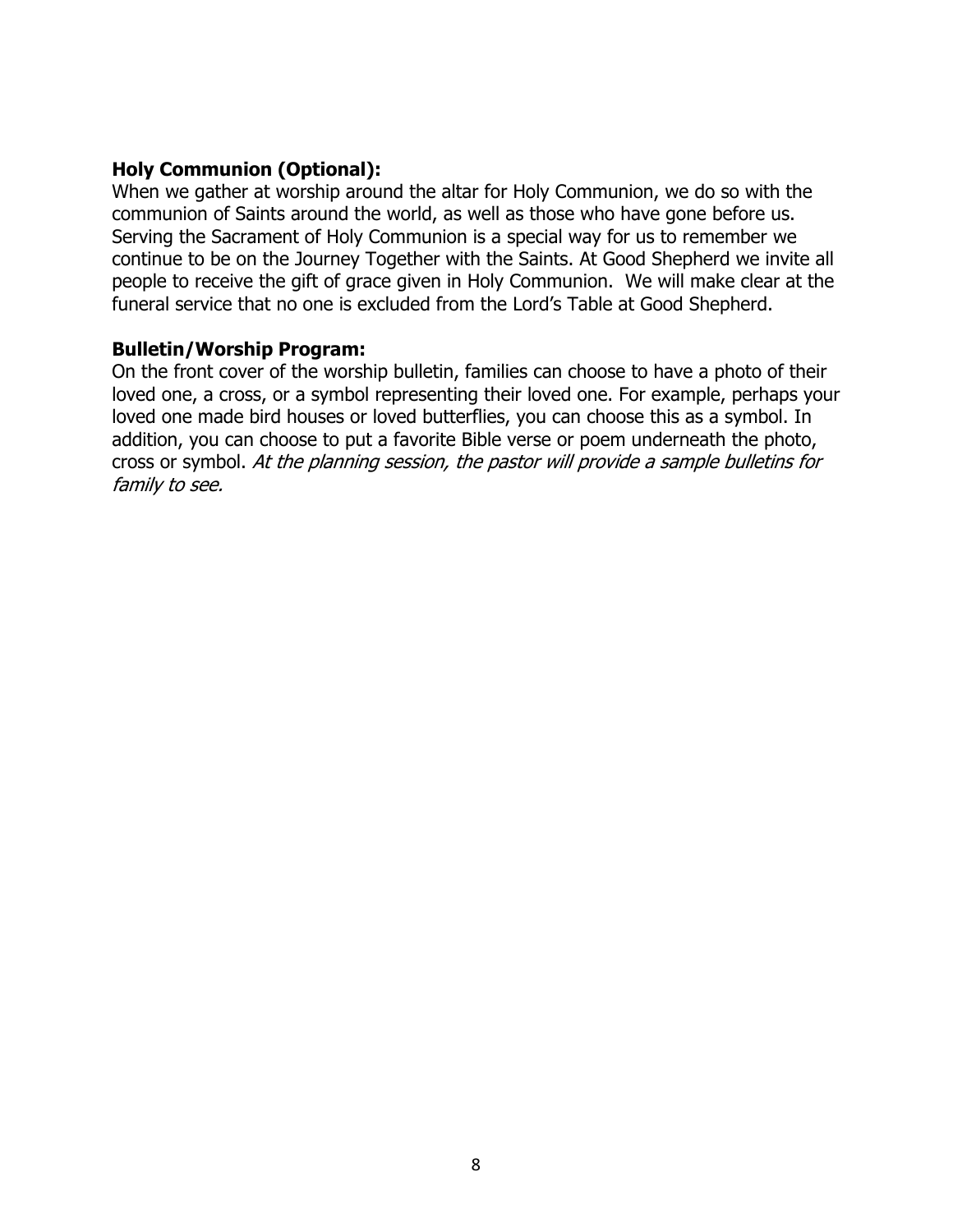**Holy Communion (Optional):**
When we gather at worship around the altar for Holy Communion, we do so with the communion of Saints around the world, as well as those who have gone before us. Serving the Sacrament of Holy Communion is a special way for us to remember we continue to be on the Journey Together with the Saints. At Good Shepherd we invite all people to receive the gift of grace given in Holy Communion. We will make clear at the funeral service that no one is excluded from the Lord's Table at Good Shepherd.

**Bulletin/Worship Program:**
On the front cover of the worship bulletin, families can choose to have a photo of their loved one, a cross, or a symbol representing their loved one. For example, perhaps your loved one made bird houses or loved butterflies, you can choose this as a symbol. In addition, you can choose to put a favorite Bible verse or poem underneath the photo, cross or symbol. *At the planning session, the pastor will provide a sample bulletins for family to see.*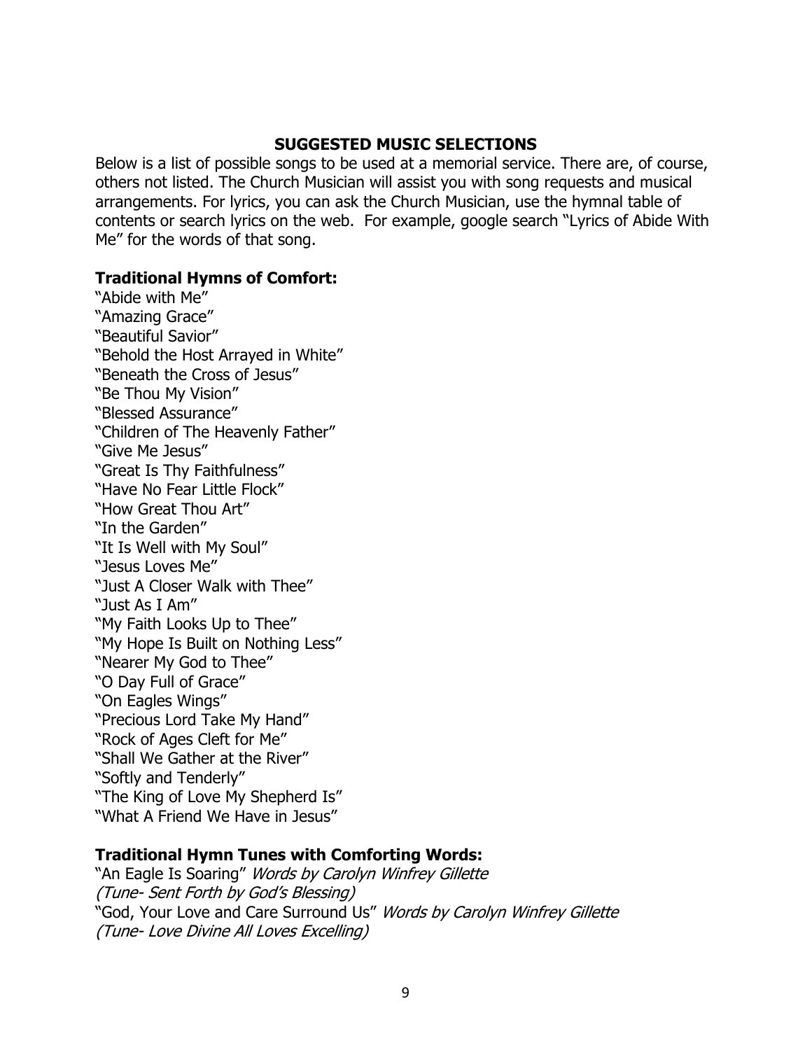## SUGGESTED MUSIC SELECTIONS

Below is a list of possible songs to be used at a memorial service. There are, of course, others not listed. The Church Musician will assist you with song requests and musical arrangements. For lyrics, you can ask the Church Musician, use the hymnal table of contents or search lyrics on the web. For example, google search "Lyrics of Abide With Me" for the words of that song.

### Traditional Hymns of Comfort:

"Abide with Me"
"Amazing Grace"
"Beautiful Savior"
"Behold the Host Arrayed in White"
"Beneath the Cross of Jesus"
"Be Thou My Vision"
"Blessed Assurance"
"Children of The Heavenly Father"
"Give Me Jesus"
"Great Is Thy Faithfulness"
"Have No Fear Little Flock"
"How Great Thou Art"
"In the Garden"
"It Is Well with My Soul"
"Jesus Loves Me"
"Just A Closer Walk with Thee"
"Just As I Am"
"My Faith Looks Up to Thee"
"My Hope Is Built on Nothing Less"
"Nearer My God to Thee"
"O Day Full of Grace"
"On Eagles Wings"
"Precious Lord Take My Hand"
"Rock of Ages Cleft for Me"
"Shall We Gather at the River"
"Softly and Tenderly"
"The King of Love My Shepherd Is"
"What A Friend We Have in Jesus"

### Traditional Hymn Tunes with Comforting Words:

"An Eagle Is Soaring" *Words by Carolyn Winfrey Gillette*
*(Tune- Sent Forth by God's Blessing)*
"God, Your Love and Care Surround Us" *Words by Carolyn Winfrey Gillette*
*(Tune- Love Divine All Loves Excelling)*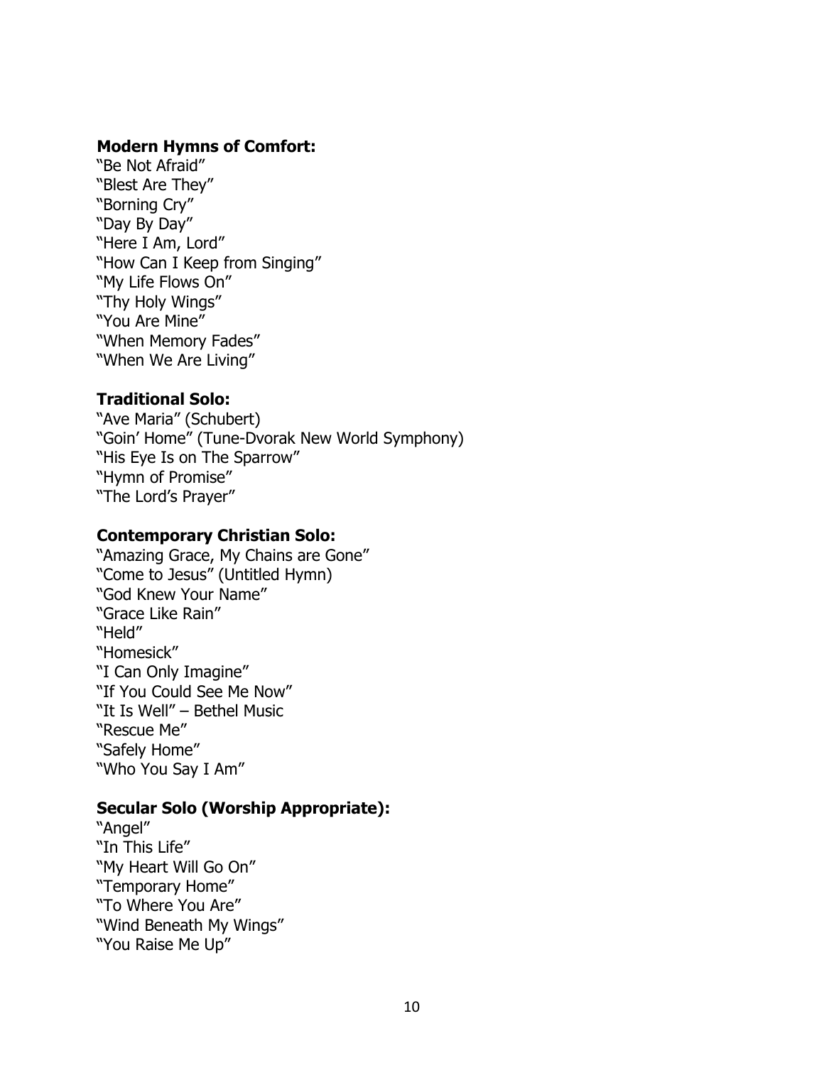**Modern Hymns of Comfort:**

"Be Not Afraid"
"Blest Are They"
"Borning Cry"
"Day By Day"
"Here I Am, Lord"
"How Can I Keep from Singing"
"My Life Flows On"
"Thy Holy Wings"
"You Are Mine"
"When Memory Fades"
"When We Are Living"

**Traditional Solo:**

"Ave Maria" (Schubert)
"Goin' Home" (Tune-Dvorak New World Symphony)
"His Eye Is on The Sparrow"
"Hymn of Promise"
"The Lord's Prayer"

**Contemporary Christian Solo:**

"Amazing Grace, My Chains are Gone"
"Come to Jesus" (Untitled Hymn)
"God Knew Your Name"
"Grace Like Rain"
"Held"
"Homesick"
"I Can Only Imagine"
"If You Could See Me Now"
"It Is Well" – Bethel Music
"Rescue Me"
"Safely Home"
"Who You Say I Am"

**Secular Solo (Worship Appropriate):**

"Angel"
"In This Life"
"My Heart Will Go On"
"Temporary Home"
"To Where You Are"
"Wind Beneath My Wings"
"You Raise Me Up"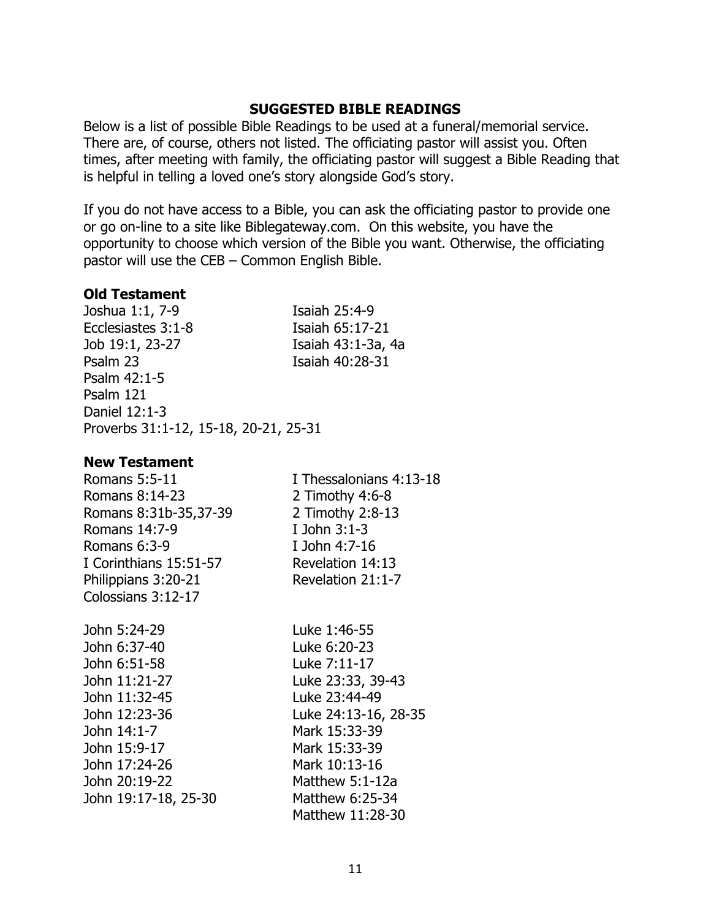## SUGGESTED BIBLE READINGS

Below is a list of possible Bible Readings to be used at a funeral/memorial service. There are, of course, others not listed. The officiating pastor will assist you. Often times, after meeting with family, the officiating pastor will suggest a Bible Reading that is helpful in telling a loved one's story alongside God's story.

If you do not have access to a Bible, you can ask the officiating pastor to provide one or go on-line to a site like Biblegateway.com. On this website, you have the opportunity to choose which version of the Bible you want. Otherwise, the officiating pastor will use the CEB – Common English Bible.

### Old Testament

Joshua 1:1, 7-9
Ecclesiastes 3:1-8
Job 19:1, 23-27
Psalm 23
Psalm 42:1-5
Psalm 121
Daniel 12:1-3
Proverbs 31:1-12, 15-18, 20-21, 25-31
Isaiah 25:4-9
Isaiah 65:17-21
Isaiah 43:1-3a, 4a
Isaiah 40:28-31

### New Testament

Romans 5:5-11
Romans 8:14-23
Romans 8:31b-35,37-39
Romans 14:7-9
Romans 6:3-9
I Corinthians 15:51-57
Philippians 3:20-21
Colossians 3:12-17
I Thessalonians 4:13-18
2 Timothy 4:6-8
2 Timothy 2:8-13
I John 3:1-3
I John 4:7-16
Revelation 14:13
Revelation 21:1-7

John 5:24-29
John 6:37-40
John 6:51-58
John 11:21-27
John 11:32-45
John 12:23-36
John 14:1-7
John 15:9-17
John 17:24-26
John 20:19-22
John 19:17-18, 25-30
Luke 1:46-55
Luke 6:20-23
Luke 7:11-17
Luke 23:33, 39-43
Luke 23:44-49
Luke 24:13-16, 28-35
Mark 15:33-39
Mark 15:33-39
Mark 10:13-16
Matthew 5:1-12a
Matthew 6:25-34
Matthew 11:28-30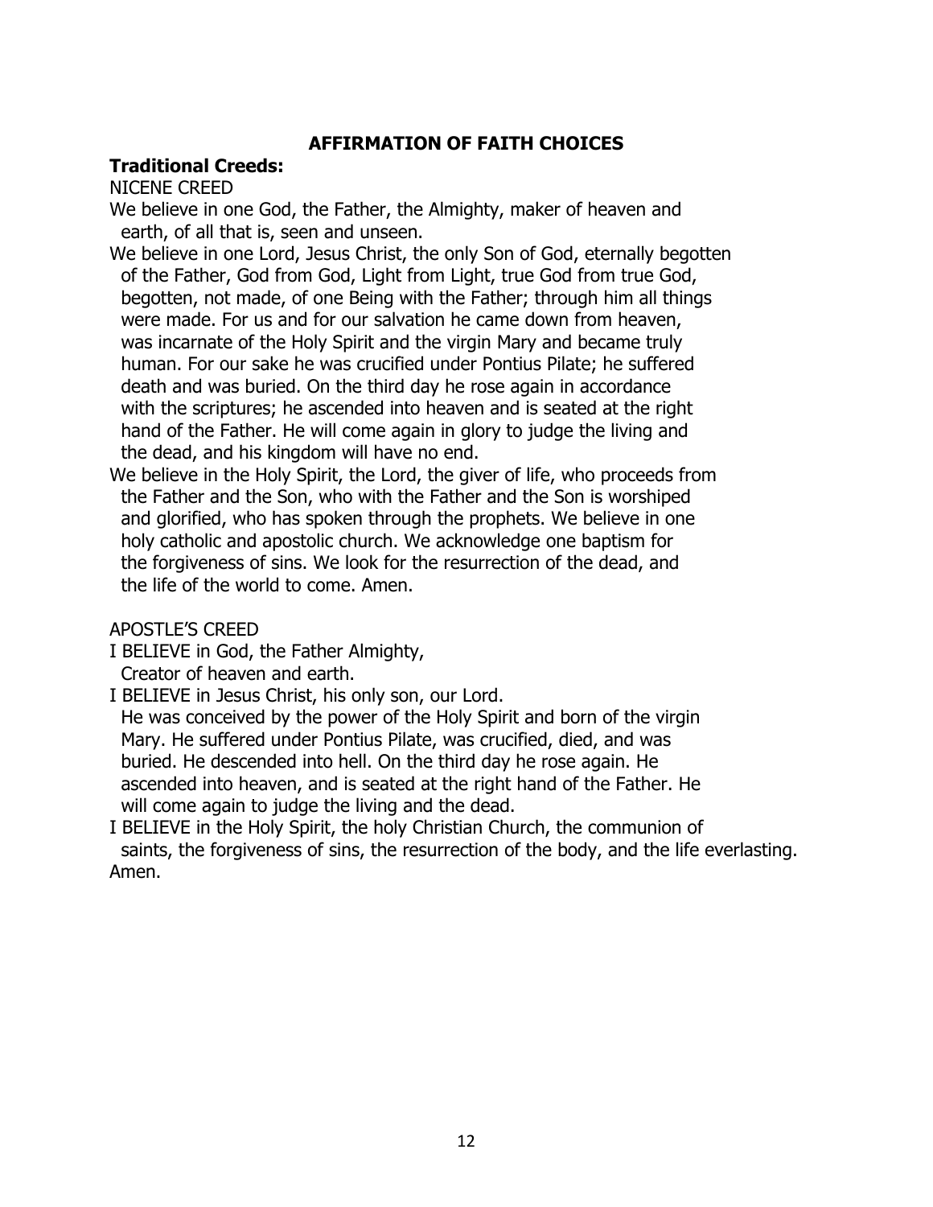## AFFIRMATION OF FAITH CHOICES

### Traditional Creeds:

NICENE CREED

We believe in one God, the Father, the Almighty, maker of heaven and earth, of all that is, seen and unseen.

We believe in one Lord, Jesus Christ, the only Son of God, eternally begotten of the Father, God from God, Light from Light, true God from true God, begotten, not made, of one Being with the Father; through him all things were made. For us and for our salvation he came down from heaven, was incarnate of the Holy Spirit and the virgin Mary and became truly human. For our sake he was crucified under Pontius Pilate; he suffered death and was buried. On the third day he rose again in accordance with the scriptures; he ascended into heaven and is seated at the right hand of the Father. He will come again in glory to judge the living and the dead, and his kingdom will have no end.

We believe in the Holy Spirit, the Lord, the giver of life, who proceeds from the Father and the Son, who with the Father and the Son is worshiped and glorified, who has spoken through the prophets. We believe in one holy catholic and apostolic church. We acknowledge one baptism for the forgiveness of sins. We look for the resurrection of the dead, and the life of the world to come. Amen.

APOSTLE'S CREED

I BELIEVE in God, the Father Almighty,
Creator of heaven and earth.

I BELIEVE in Jesus Christ, his only son, our Lord.
He was conceived by the power of the Holy Spirit and born of the virgin Mary. He suffered under Pontius Pilate, was crucified, died, and was buried. He descended into hell. On the third day he rose again. He ascended into heaven, and is seated at the right hand of the Father. He will come again to judge the living and the dead.

I BELIEVE in the Holy Spirit, the holy Christian Church, the communion of saints, the forgiveness of sins, the resurrection of the body, and the life everlasting.
Amen.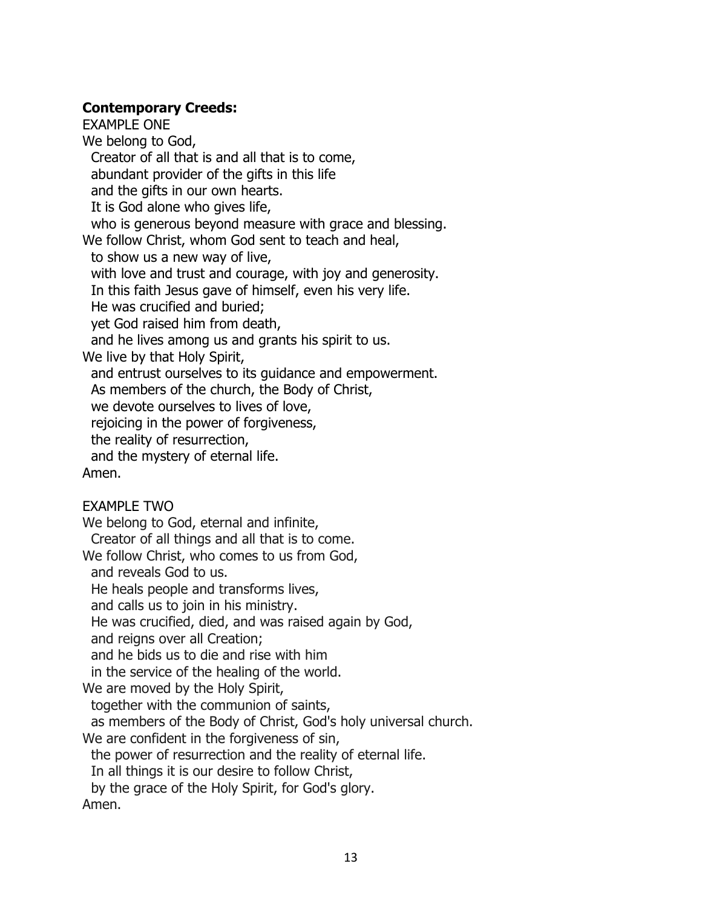**Contemporary Creeds:**

EXAMPLE ONE

We belong to God,
Creator of all that is and all that is to come,
abundant provider of the gifts in this life
and the gifts in our own hearts.
It is God alone who gives life,
who is generous beyond measure with grace and blessing.
We follow Christ, whom God sent to teach and heal,
to show us a new way of live,
with love and trust and courage, with joy and generosity.
In this faith Jesus gave of himself, even his very life.
He was crucified and buried;
yet God raised him from death,
and he lives among us and grants his spirit to us.
We live by that Holy Spirit,
and entrust ourselves to its guidance and empowerment.
As members of the church, the Body of Christ,
we devote ourselves to lives of love,
rejoicing in the power of forgiveness,
the reality of resurrection,
and the mystery of eternal life.
Amen.

EXAMPLE TWO

We belong to God, eternal and infinite,
Creator of all things and all that is to come.
We follow Christ, who comes to us from God,
and reveals God to us.
He heals people and transforms lives,
and calls us to join in his ministry.
He was crucified, died, and was raised again by God,
and reigns over all Creation;
and he bids us to die and rise with him
in the service of the healing of the world.
We are moved by the Holy Spirit,
together with the communion of saints,
as members of the Body of Christ, God's holy universal church.
We are confident in the forgiveness of sin,
the power of resurrection and the reality of eternal life.
In all things it is our desire to follow Christ,
by the grace of the Holy Spirit, for God's glory.
Amen.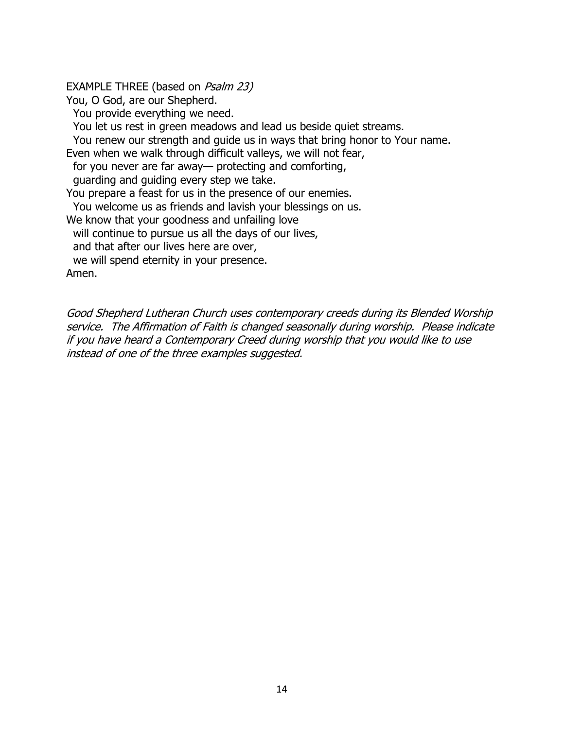EXAMPLE THREE (based on *Psalm 23)*

You, O God, are our Shepherd.
  You provide everything we need.
  You let us rest in green meadows and lead us beside quiet streams.
  You renew our strength and guide us in ways that bring honor to Your name.
Even when we walk through difficult valleys, we will not fear,
  for you never are far away— protecting and comforting,
  guarding and guiding every step we take.
You prepare a feast for us in the presence of our enemies.
  You welcome us as friends and lavish your blessings on us.
We know that your goodness and unfailing love
  will continue to pursue us all the days of our lives,
  and that after our lives here are over,
  we will spend eternity in your presence.
Amen.

*Good Shepherd Lutheran Church uses contemporary creeds during its Blended Worship service. The Affirmation of Faith is changed seasonally during worship. Please indicate if you have heard a Contemporary Creed during worship that you would like to use instead of one of the three examples suggested.*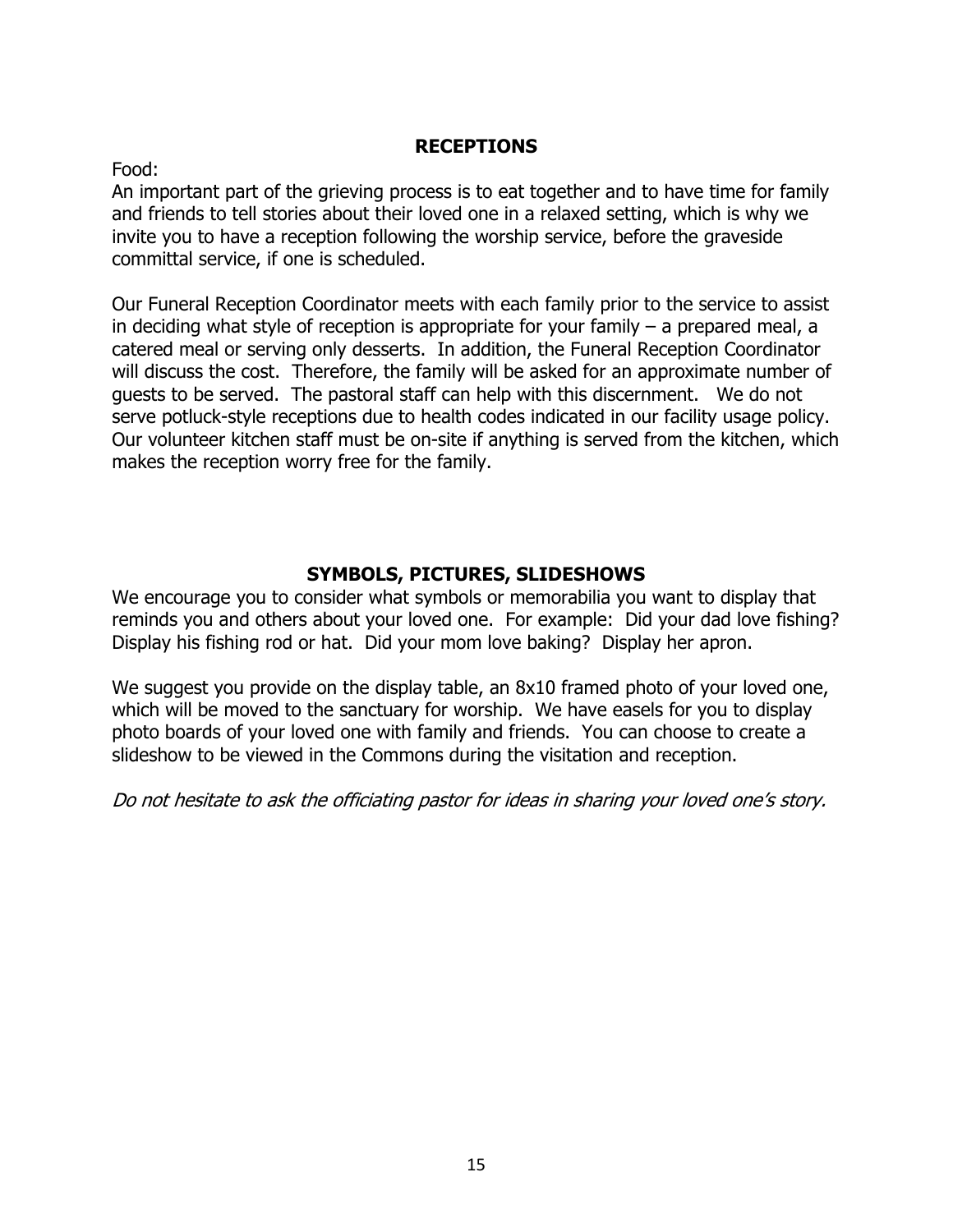## RECEPTIONS

Food:
An important part of the grieving process is to eat together and to have time for family and friends to tell stories about their loved one in a relaxed setting, which is why we invite you to have a reception following the worship service, before the graveside committal service, if one is scheduled.

Our Funeral Reception Coordinator meets with each family prior to the service to assist in deciding what style of reception is appropriate for your family – a prepared meal, a catered meal or serving only desserts. In addition, the Funeral Reception Coordinator will discuss the cost. Therefore, the family will be asked for an approximate number of guests to be served. The pastoral staff can help with this discernment. We do not serve potluck-style receptions due to health codes indicated in our facility usage policy. Our volunteer kitchen staff must be on-site if anything is served from the kitchen, which makes the reception worry free for the family.

## SYMBOLS, PICTURES, SLIDESHOWS

We encourage you to consider what symbols or memorabilia you want to display that reminds you and others about your loved one. For example: Did your dad love fishing? Display his fishing rod or hat. Did your mom love baking? Display her apron.

We suggest you provide on the display table, an 8x10 framed photo of your loved one, which will be moved to the sanctuary for worship. We have easels for you to display photo boards of your loved one with family and friends. You can choose to create a slideshow to be viewed in the Commons during the visitation and reception.

*Do not hesitate to ask the officiating pastor for ideas in sharing your loved one's story.*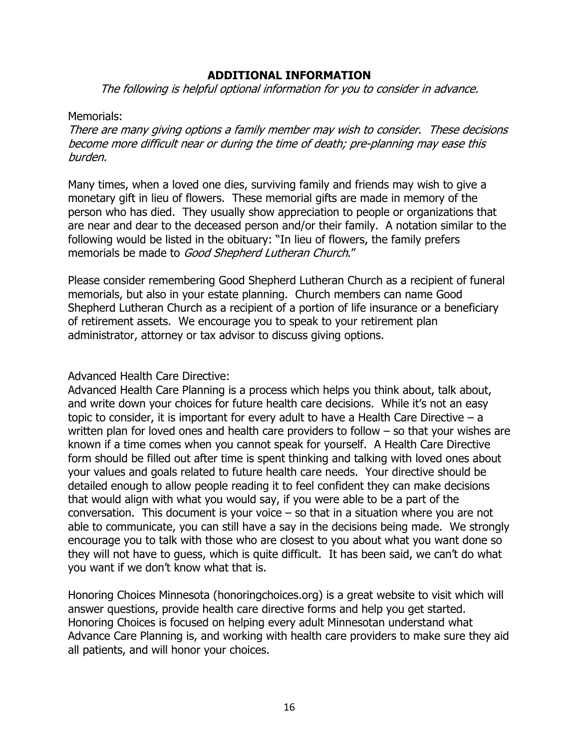## ADDITIONAL INFORMATION

*The following is helpful optional information for you to consider in advance.*

Memorials:

*There are many giving options a family member may wish to consider. These decisions become more difficult near or during the time of death; pre-planning may ease this burden.*

Many times, when a loved one dies, surviving family and friends may wish to give a monetary gift in lieu of flowers. These memorial gifts are made in memory of the person who has died. They usually show appreciation to people or organizations that are near and dear to the deceased person and/or their family. A notation similar to the following would be listed in the obituary: "In lieu of flowers, the family prefers memorials be made to *Good Shepherd Lutheran Church*."

Please consider remembering Good Shepherd Lutheran Church as a recipient of funeral memorials, but also in your estate planning. Church members can name Good Shepherd Lutheran Church as a recipient of a portion of life insurance or a beneficiary of retirement assets. We encourage you to speak to your retirement plan administrator, attorney or tax advisor to discuss giving options.

Advanced Health Care Directive:

Advanced Health Care Planning is a process which helps you think about, talk about, and write down your choices for future health care decisions. While it's not an easy topic to consider, it is important for every adult to have a Health Care Directive – a written plan for loved ones and health care providers to follow – so that your wishes are known if a time comes when you cannot speak for yourself. A Health Care Directive form should be filled out after time is spent thinking and talking with loved ones about your values and goals related to future health care needs. Your directive should be detailed enough to allow people reading it to feel confident they can make decisions that would align with what you would say, if you were able to be a part of the conversation. This document is your voice – so that in a situation where you are not able to communicate, you can still have a say in the decisions being made. We strongly encourage you to talk with those who are closest to you about what you want done so they will not have to guess, which is quite difficult. It has been said, we can't do what you want if we don't know what that is.

Honoring Choices Minnesota (honoringchoices.org) is a great website to visit which will answer questions, provide health care directive forms and help you get started. Honoring Choices is focused on helping every adult Minnesotan understand what Advance Care Planning is, and working with health care providers to make sure they aid all patients, and will honor your choices.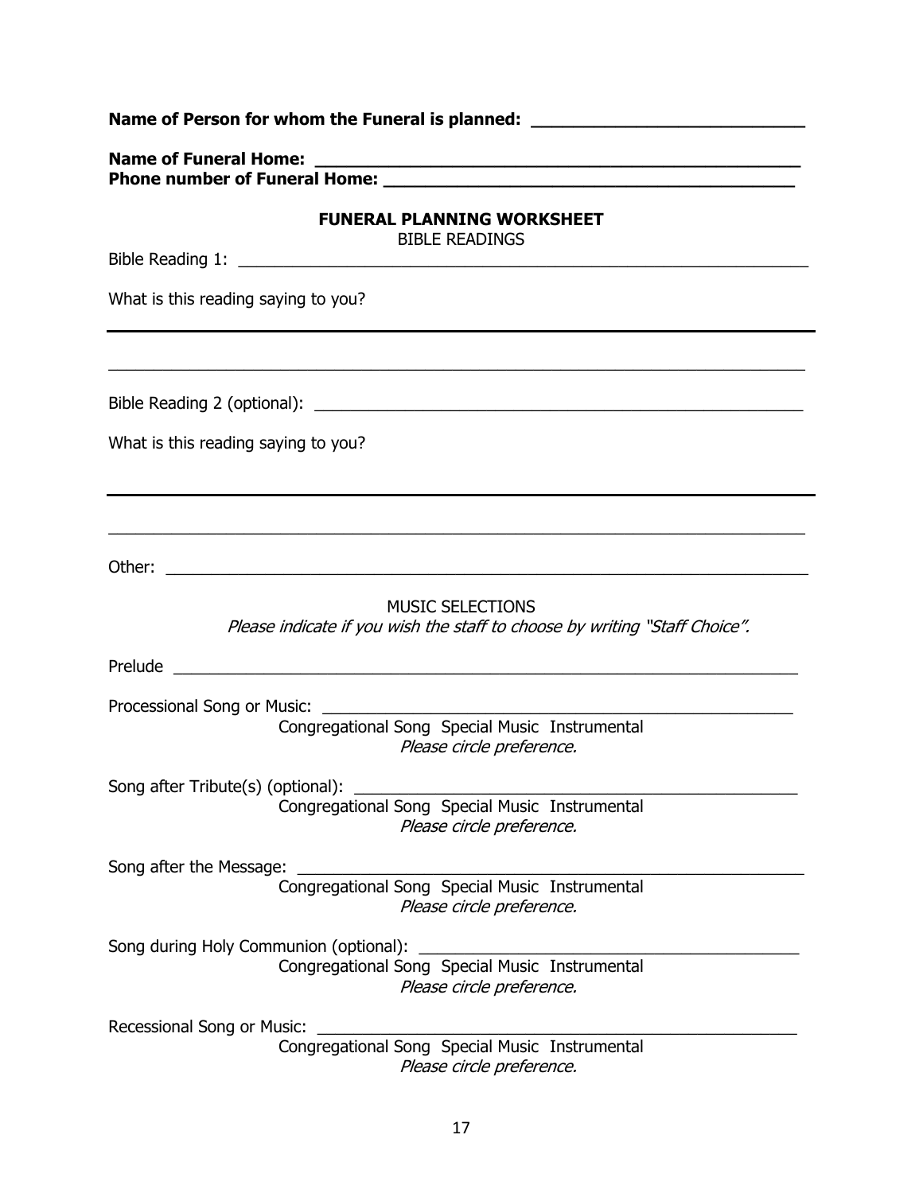**Name of Person for whom the Funeral is planned: ___________________________**

**Name of Funeral Home: _______________________________________________**
**Phone number of Funeral Home: ________________________________________**

## FUNERAL PLANNING WORKSHEET

BIBLE READINGS

Bible Reading 1: ______________________________________________________________

What is this reading saying to you?

___________________________________________________________________________

___________________________________________________________________________

Bible Reading 2 (optional): ____________________________________________________

What is this reading saying to you?

___________________________________________________________________________

___________________________________________________________________________

Other: _____________________________________________________________________

MUSIC SELECTIONS

*Please indicate if you wish the staff to choose by writing "Staff Choice".*

Prelude ____________________________________________________________________

Processional Song or Music: ____________________________________________________

Congregational Song  Special Music  Instrumental
*Please circle preference.*

Song after Tribute(s) (optional): ________________________________________________

Congregational Song  Special Music  Instrumental
*Please circle preference.*

Song after the Message: _______________________________________________________

Congregational Song  Special Music  Instrumental
*Please circle preference.*

Song during Holy Communion (optional): ___________________________________________

Congregational Song  Special Music  Instrumental
*Please circle preference.*

Recessional Song or Music: _____________________________________________________

Congregational Song  Special Music  Instrumental
*Please circle preference.*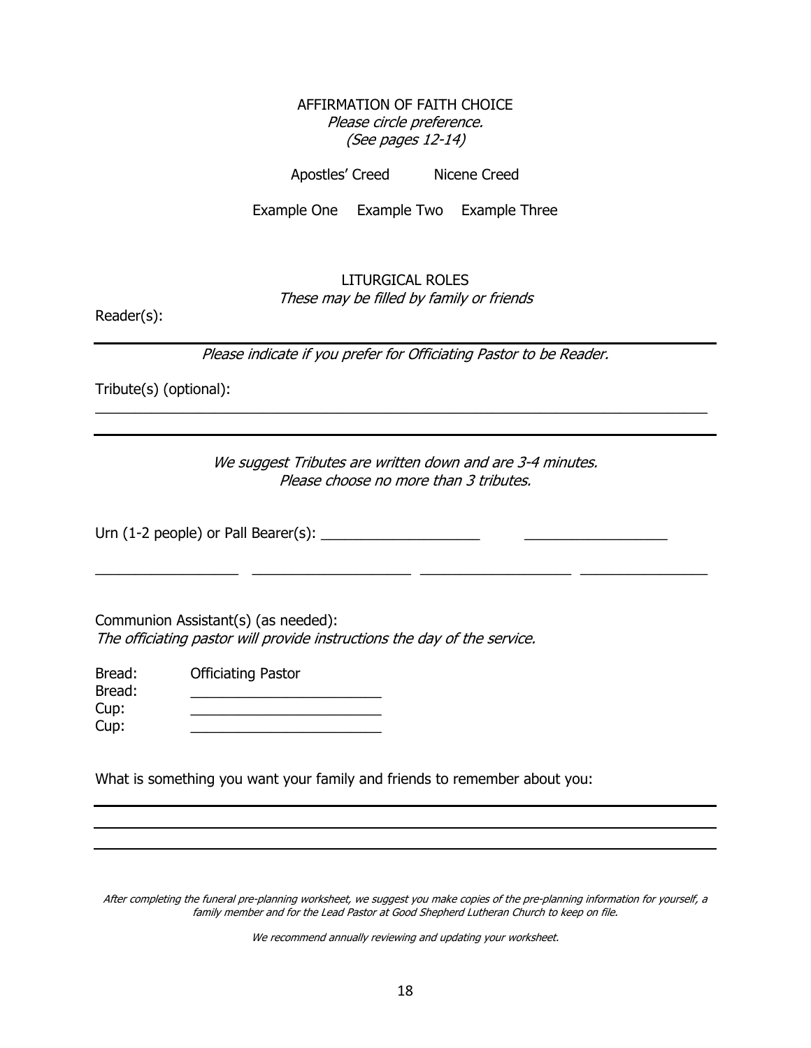AFFIRMATION OF FAITH CHOICE
*Please circle preference.*
*(See pages 12-14)*

Apostles' Creed    Nicene Creed

Example One    Example Two    Example Three

LITURGICAL ROLES
*These may be filled by family or friends*

Reader(s):

---

*Please indicate if you prefer for Officiating Pastor to be Reader.*

Tribute(s) (optional):

______________________________________________________________________________

---

*We suggest Tributes are written down and are 3-4 minutes.*
*Please choose no more than 3 tributes.*

Urn (1-2 people) or Pall Bearer(s): ____________________    __________________

__________________  ____________________  ___________________  ________________

Communion Assistant(s) (as needed):
*The officiating pastor will provide instructions the day of the service.*

Bread: Officiating Pastor
Bread: ________________________
Cup: ________________________
Cup: ________________________

What is something you want your family and friends to remember about you:

---

---

---

*After completing the funeral pre-planning worksheet, we suggest you make copies of the pre-planning information for yourself, a family member and for the Lead Pastor at Good Shepherd Lutheran Church to keep on file.*

*We recommend annually reviewing and updating your worksheet.*